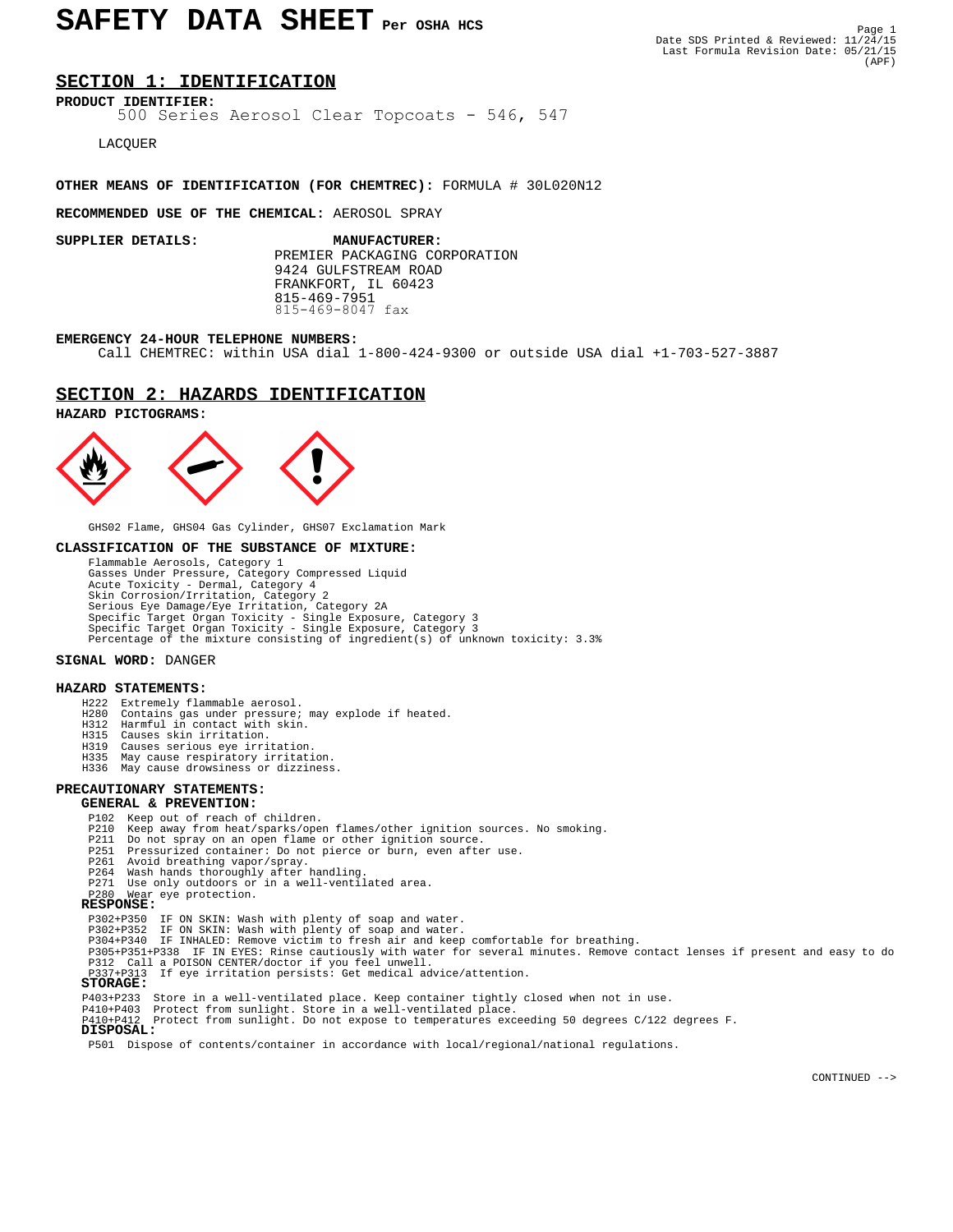# SAFETY DATA SHEET Per OSHA HCS

Date SDS Printed & Reviewed: 11/24/15
Last Formula Revision Date: 05/21/15
(APF)

## SECTION 1: IDENTIFICATION

**PRODUCT IDENTIFIER:**
500 Series Aerosol Clear Topcoats - 546, 547

LACQUER

**OTHER MEANS OF IDENTIFICATION (FOR CHEMTREC):** FORMULA # 30L020N12

**RECOMMENDED USE OF THE CHEMICAL:** AEROSOL SPRAY

**SUPPLIER DETAILS:**

**MANUFACTURER:**
PREMIER PACKAGING CORPORATION
9424 GULFSTREAM ROAD
FRANKFORT, IL 60423
815-469-7951
815-469-8047 fax

**EMERGENCY 24-HOUR TELEPHONE NUMBERS:**
Call CHEMTREC: within USA dial 1-800-424-9300 or outside USA dial +1-703-527-3887

## SECTION 2: HAZARDS IDENTIFICATION

**HAZARD PICTOGRAMS:**

GHS02 Flame, GHS04 Gas Cylinder, GHS07 Exclamation Mark

**CLASSIFICATION OF THE SUBSTANCE OF MIXTURE:**

Flammable Aerosols, Category 1
Gasses Under Pressure, Category Compressed Liquid
Acute Toxicity - Dermal, Category 4
Skin Corrosion/Irritation, Category 2
Serious Eye Damage/Eye Irritation, Category 2A
Specific Target Organ Toxicity - Single Exposure, Category 3
Specific Target Organ Toxicity - Single Exposure, Category 3
Percentage of the mixture consisting of ingredient(s) of unknown toxicity: 3.3%

**SIGNAL WORD:** DANGER

**HAZARD STATEMENTS:**

H222 Extremely flammable aerosol.
H280 Contains gas under pressure; may explode if heated.
H312 Harmful in contact with skin.
H315 Causes skin irritation.
H319 Causes serious eye irritation.
H335 May cause respiratory irritation.
H336 May cause drowsiness or dizziness.

**PRECAUTIONARY STATEMENTS:**

**GENERAL & PREVENTION:**

P102 Keep out of reach of children.
P210 Keep away from heat/sparks/open flames/other ignition sources. No smoking.
P211 Do not spray on an open flame or other ignition source.
P251 Pressurized container: Do not pierce or burn, even after use.
P261 Avoid breathing vapor/spray.
P264 Wash hands thoroughly after handling.
P271 Use only outdoors or in a well-ventilated area.
P280 Wear eye protection.

**RESPONSE:**

P302+P350 IF ON SKIN: Wash with plenty of soap and water.
P302+P352 IF ON SKIN: Wash with plenty of soap and water.
P304+P340 IF INHALED: Remove victim to fresh air and keep comfortable for breathing.
P305+P351+P338 IF IN EYES: Rinse cautiously with water for several minutes. Remove contact lenses if present and easy to do
P312 Call a POISON CENTER/doctor if you feel unwell.
P337+P313 If eye irritation persists: Get medical advice/attention.

**STORAGE:**

P403+P233 Store in a well-ventilated place. Keep container tightly closed when not in use.
P410+P403 Protect from sunlight. Store in a well-ventilated place.
P410+P412 Protect from sunlight. Do not expose to temperatures exceeding 50 degrees C/122 degrees F.

**DISPOSAL:**

P501 Dispose of contents/container in accordance with local/regional/national regulations.

CONTINUED -->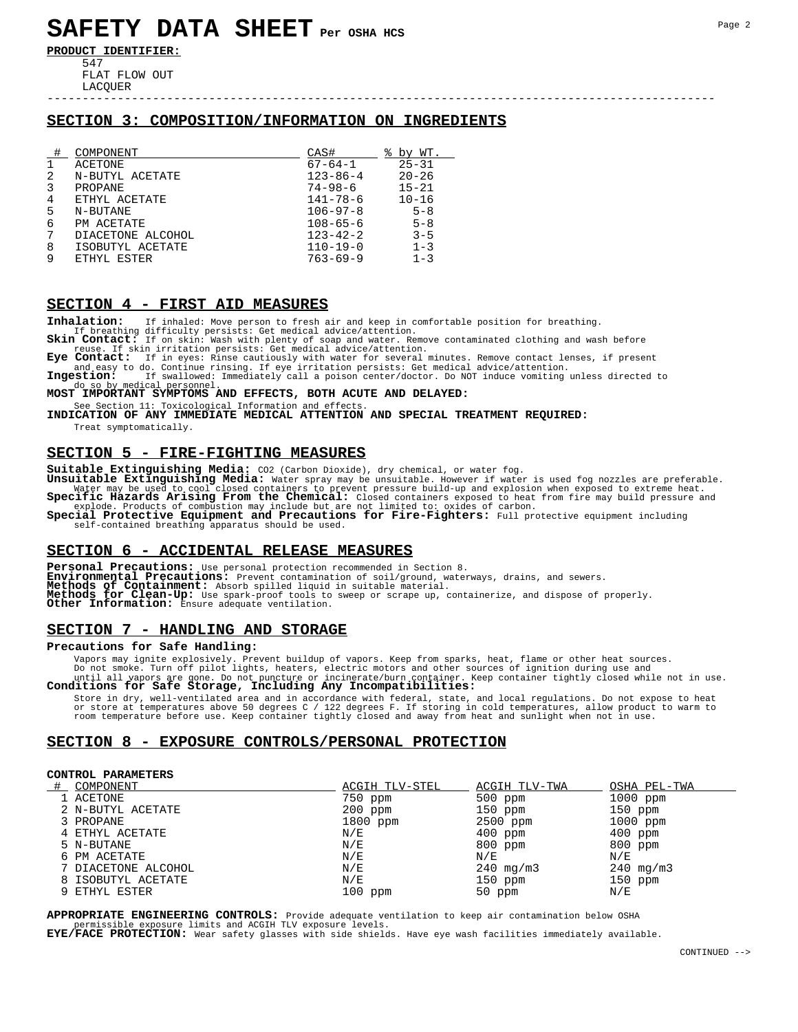# SAFETY DATA SHEET Per OSHA HCS

**PRODUCT IDENTIFIER:**

547
FLAT FLOW OUT
LACQUER

## SECTION 3: COMPOSITION/INFORMATION ON INGREDIENTS

| # | COMPONENT | CAS# | % by WT. |
|---|---|---|---|
| 1 | ACETONE | 67-64-1 | 25-31 |
| 2 | N-BUTYL ACETATE | 123-86-4 | 20-26 |
| 3 | PROPANE | 74-98-6 | 15-21 |
| 4 | ETHYL ACETATE | 141-78-6 | 10-16 |
| 5 | N-BUTANE | 106-97-8 | 5-8 |
| 6 | PM ACETATE | 108-65-6 | 5-8 |
| 7 | DIACETONE ALCOHOL | 123-42-2 | 3-5 |
| 8 | ISOBUTYL ACETATE | 110-19-0 | 1-3 |
| 9 | ETHYL ESTER | 763-69-9 | 1-3 |

## SECTION 4 - FIRST AID MEASURES

**Inhalation:** If inhaled: Move person to fresh air and keep in comfortable position for breathing. If breathing difficulty persists: Get medical advice/attention.

**Skin Contact:** If on skin: Wash with plenty of soap and water. Remove contaminated clothing and wash before reuse. If skin irritation persists: Get medical advice/attention.

**Eye Contact:** If in eyes: Rinse cautiously with water for several minutes. Remove contact lenses, if present and easy to do. Continue rinsing. If eye irritation persists: Get medical advice/attention.

**Ingestion:** If swallowed: Immediately call a poison center/doctor. Do NOT induce vomiting unless directed to do so by medical personnel.

**MOST IMPORTANT SYMPTOMS AND EFFECTS, BOTH ACUTE AND DELAYED:**

See Section 11: Toxicological Information and effects.

**INDICATION OF ANY IMMEDIATE MEDICAL ATTENTION AND SPECIAL TREATMENT REQUIRED:**

Treat symptomatically.

## SECTION 5 - FIRE-FIGHTING MEASURES

**Suitable Extinguishing Media:** CO2 (Carbon Dioxide), dry chemical, or water fog.

**Unsuitable Extinguishing Media:** Water spray may be unsuitable. However if water is used fog nozzles are preferable. Water may be used to cool closed containers to prevent pressure build-up and explosion when exposed to extreme heat.

**Specific Hazards Arising From the Chemical:** Closed containers exposed to heat from fire may build pressure and explode. Products of combustion may include but are not limited to: oxides of carbon.

**Special Protective Equipment and Precautions for Fire-Fighters:** Full protective equipment including self-contained breathing apparatus should be used.

## SECTION 6 - ACCIDENTAL RELEASE MEASURES

**Personal Precautions:** Use personal protection recommended in Section 8.

**Environmental Precautions:** Prevent contamination of soil/ground, waterways, drains, and sewers.

**Methods of Containment:** Absorb spilled liquid in suitable material.

**Methods for Clean-Up:** Use spark-proof tools to sweep or scrape up, containerize, and dispose of properly.

**Other Information:** Ensure adequate ventilation.

## SECTION 7 - HANDLING AND STORAGE

**Precautions for Safe Handling:**

Vapors may ignite explosively. Prevent buildup of vapors. Keep from sparks, heat, flame or other heat sources. Do not smoke. Turn off pilot lights, heaters, electric motors and other sources of ignition during use and until all vapors are gone. Do not puncture or incinerate/burn container. Keep container tightly closed while not in use.

**Conditions for Safe Storage, Including Any Incompatibilities:**

Store in dry, well-ventilated area and in accordance with federal, state, and local regulations. Do not expose to heat or store at temperatures above 50 degrees C / 122 degrees F. If storing in cold temperatures, allow product to warm to room temperature before use. Keep container tightly closed and away from heat and sunlight when not in use.

## SECTION 8 - EXPOSURE CONTROLS/PERSONAL PROTECTION

**CONTROL PARAMETERS**

| # | COMPONENT | ACGIH TLV-STEL | ACGIH TLV-TWA | OSHA PEL-TWA |
|---|---|---|---|---|
| 1 | ACETONE | 750 ppm | 500 ppm | 1000 ppm |
| 2 | N-BUTYL ACETATE | 200 ppm | 150 ppm | 150 ppm |
| 3 | PROPANE | 1800 ppm | 2500 ppm | 1000 ppm |
| 4 | ETHYL ACETATE | N/E | 400 ppm | 400 ppm |
| 5 | N-BUTANE | N/E | 800 ppm | 800 ppm |
| 6 | PM ACETATE | N/E | N/E | N/E |
| 7 | DIACETONE ALCOHOL | N/E | 240 mg/m3 | 240 mg/m3 |
| 8 | ISOBUTYL ACETATE | N/E | 150 ppm | 150 ppm |
| 9 | ETHYL ESTER | 100 ppm | 50 ppm | N/E |

**APPROPRIATE ENGINEERING CONTROLS:** Provide adequate ventilation to keep air contamination below OSHA permissible exposure limits and ACGIH TLV exposure levels.

**EYE/FACE PROTECTION:** Wear safety glasses with side shields. Have eye wash facilities immediately available.

CONTINUED -->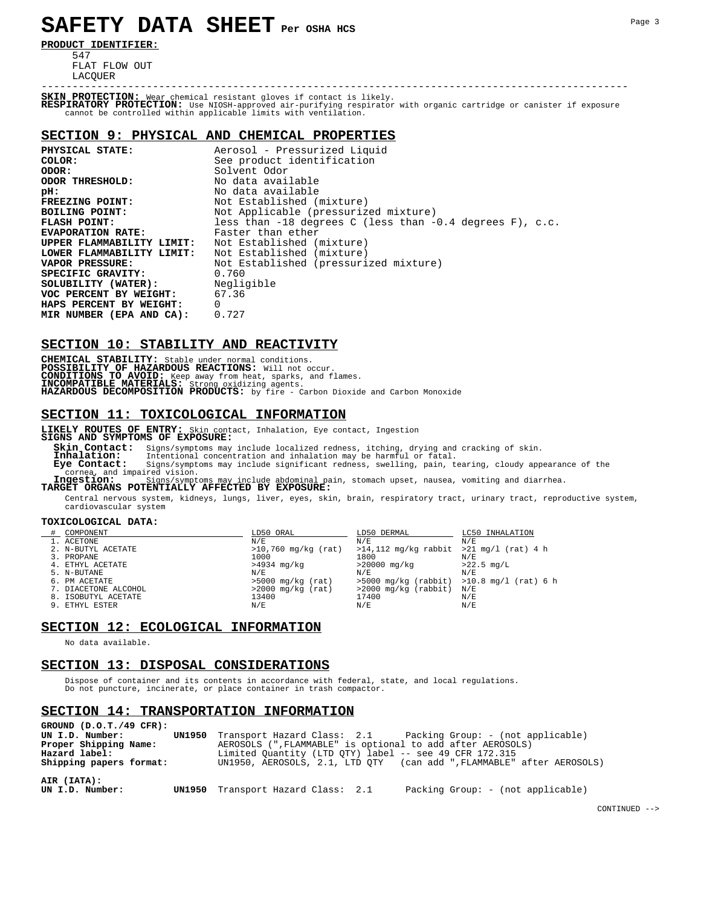# SAFETY DATA SHEET Per OSHA HCS

**PRODUCT IDENTIFIER:**

547
FLAT FLOW OUT
LACQUER

---

**SKIN PROTECTION:** Wear chemical resistant gloves if contact is likely.
**RESPIRATORY PROTECTION:** Use NIOSH-approved air-purifying respirator with organic cartridge or canister if exposure cannot be controlled within applicable limits with ventilation.

## SECTION 9: PHYSICAL AND CHEMICAL PROPERTIES

| | |
|---|---|
| **PHYSICAL STATE:** | Aerosol - Pressurized Liquid |
| **COLOR:** | See product identification |
| **ODOR:** | Solvent Odor |
| **ODOR THRESHOLD:** | No data available |
| **pH:** | No data available |
| **FREEZING POINT:** | Not Established (mixture) |
| **BOILING POINT:** | Not Applicable (pressurized mixture) |
| **FLASH POINT:** | less than -18 degrees C (less than -0.4 degrees F), c.c. |
| **EVAPORATION RATE:** | Faster than ether |
| **UPPER FLAMMABILITY LIMIT:** | Not Established (mixture) |
| **LOWER FLAMMABILITY LIMIT:** | Not Established (mixture) |
| **VAPOR PRESSURE:** | Not Established (pressurized mixture) |
| **SPECIFIC GRAVITY:** | 0.760 |
| **SOLUBILITY (WATER):** | Negligible |
| **VOC PERCENT BY WEIGHT:** | 67.36 |
| **HAPS PERCENT BY WEIGHT:** | 0 |
| **MIR NUMBER (EPA AND CA):** | 0.727 |

## SECTION 10: STABILITY AND REACTIVITY

**CHEMICAL STABILITY:** Stable under normal conditions.
**POSSIBILITY OF HAZARDOUS REACTIONS:** Will not occur.
**CONDITIONS TO AVOID:** Keep away from heat, sparks, and flames.
**INCOMPATIBLE MATERIALS:** Strong oxidizing agents.
**HAZARDOUS DECOMPOSITION PRODUCTS:** by fire - Carbon Dioxide and Carbon Monoxide

## SECTION 11: TOXICOLOGICAL INFORMATION

**LIKELY ROUTES OF ENTRY:** Skin contact, Inhalation, Eye contact, Ingestion
**SIGNS AND SYMPTOMS OF EXPOSURE:**

**Skin Contact:** Signs/symptoms may include localized redness, itching, drying and cracking of skin.
**Inhalation:** Intentional concentration and inhalation may be harmful or fatal.
**Eye Contact:** Signs/symptoms may include significant redness, swelling, pain, tearing, cloudy appearance of the cornea, and impaired vision.
**Ingestion:** Signs/symptoms may include abdominal pain, stomach upset, nausea, vomiting and diarrhea.

**TARGET ORGANS POTENTIALLY AFFECTED BY EXPOSURE:**

Central nervous system, kidneys, lungs, liver, eyes, skin, brain, respiratory tract, urinary tract, reproductive system, cardiovascular system

**TOXICOLOGICAL DATA:**

| # | COMPONENT | LD50 ORAL | LD50 DERMAL | LC50 INHALATION |
|---|---|---|---|---|
| 1. | ACETONE | N/E | N/E | N/E |
| 2. | N-BUTYL ACETATE | >10,760 mg/kg (rat) | >14,112 mg/kg rabbit | >21 mg/l (rat) 4 h |
| 3. | PROPANE | 1000 | 1800 | N/E |
| 4. | ETHYL ACETATE | >4934 mg/kg | >20000 mg/kg | >22.5 mg/L |
| 5. | N-BUTANE | N/E | N/E | N/E |
| 6. | PM ACETATE | >5000 mg/kg (rat) | >5000 mg/kg (rabbit) | >10.8 mg/l (rat) 6 h |
| 7. | DIACETONE ALCOHOL | >2000 mg/kg (rat) | >2000 mg/kg (rabbit) | N/E |
| 8. | ISOBUTYL ACETATE | 13400 | 17400 | N/E |
| 9. | ETHYL ESTER | N/E | N/E | N/E |

## SECTION 12: ECOLOGICAL INFORMATION

No data available.

## SECTION 13: DISPOSAL CONSIDERATIONS

Dispose of container and its contents in accordance with federal, state, and local regulations.
Do not puncture, incinerate, or place container in trash compactor.

## SECTION 14: TRANSPORTATION INFORMATION

**GROUND (D.O.T./49 CFR):**

| | | |
|---|---|---|
| **UN I.D. Number:** | **UN1950** | Transport Hazard Class: 2.1 Packing Group: - (not applicable) |
| **Proper Shipping Name:** | | AEROSOLS (",FLAMMABLE" is optional to add after AEROSOLS) |
| **Hazard label:** | | Limited Quantity (LTD QTY) label -- see 49 CFR 172.315 |
| **Shipping papers format:** | | UN1950, AEROSOLS, 2.1, LTD QTY (can add ",FLAMMABLE" after AEROSOLS) |

**AIR (IATA):**

| | | |
|---|---|---|
| **UN I.D. Number:** | **UN1950** | Transport Hazard Class: 2.1 Packing Group: - (not applicable) |

CONTINUED -->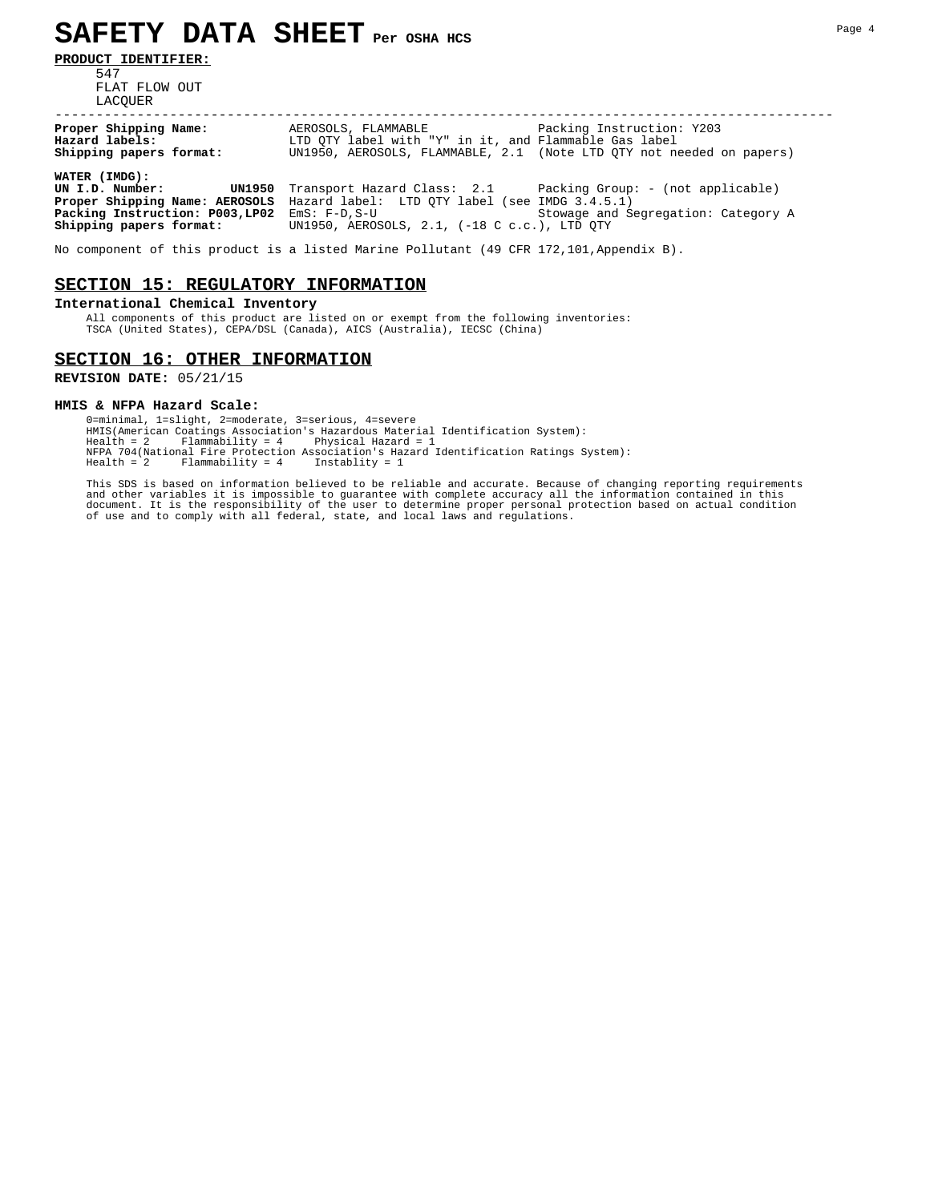# SAFETY DATA SHEET Per OSHA HCS

**PRODUCT IDENTIFIER:**

547
FLAT FLOW OUT
LACQUER

---

| | | |
|---|---|---|
| **Proper Shipping Name:** | AEROSOLS, FLAMMABLE | Packing Instruction: Y203 |
| **Hazard labels:** | LTD QTY label with "Y" in it, and Flammable Gas label | |
| **Shipping papers format:** | UN1950, AEROSOLS, FLAMMABLE, 2.1 | (Note LTD QTY not needed on papers) |

**WATER (IMDG):**

| | | |
|---|---|---|
| **UN I.D. Number: UN1950** | Transport Hazard Class: 2.1 | Packing Group: - (not applicable) |
| **Proper Shipping Name: AEROSOLS** | Hazard label: LTD QTY label (see IMDG 3.4.5.1) | |
| **Packing Instruction: P003,LP02** | EmS: F-D,S-U | Stowage and Segregation: Category A |
| **Shipping papers format:** | UN1950, AEROSOLS, 2.1, (-18 C c.c.), LTD QTY | |

No component of this product is a listed Marine Pollutant (49 CFR 172,101,Appendix B).

## SECTION 15: REGULATORY INFORMATION

**International Chemical Inventory**

All components of this product are listed on or exempt from the following inventories:
TSCA (United States), CEPA/DSL (Canada), AICS (Australia), IECSC (China)

## SECTION 16: OTHER INFORMATION

**REVISION DATE:** 05/21/15

**HMIS & NFPA Hazard Scale:**

0=minimal, 1=slight, 2=moderate, 3=serious, 4=severe
HMIS(American Coatings Association's Hazardous Material Identification System):
Health = 2 Flammability = 4 Physical Hazard = 1
NFPA 704(National Fire Protection Association's Hazard Identification Ratings System):
Health = 2 Flammability = 4 Instablity = 1

This SDS is based on information believed to be reliable and accurate. Because of changing reporting requirements and other variables it is impossible to guarantee with complete accuracy all the information contained in this document. It is the responsibility of the user to determine proper personal protection based on actual condition of use and to comply with all federal, state, and local laws and regulations.